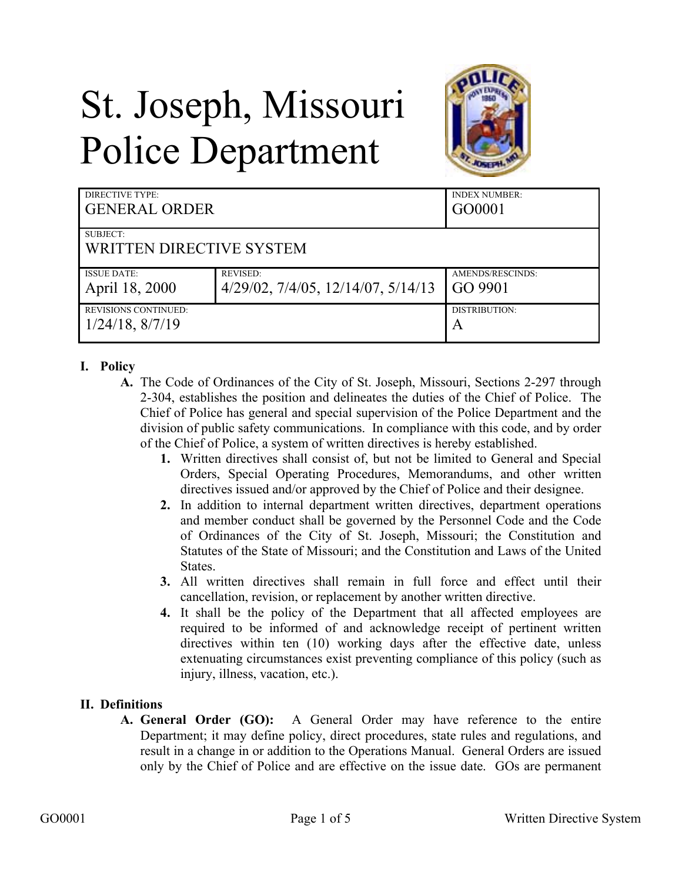# St. Joseph, Missouri Police Department

| DIRECTIVE TYPE: GENERAL ORDER | | INDEX NUMBER: GO0001 |
| --- | --- | --- |
| SUBJECT: WRITTEN DIRECTIVE SYSTEM | | |
| ISSUE DATE: April 18, 2000 | REVISED: 4/29/02, 7/4/05, 12/14/07, 5/14/13 | AMENDS/RESCINDS: GO 9901 |
| REVISIONS CONTINUED: 1/24/18, 8/7/19 | | DISTRIBUTION: A |

## I. Policy

**A.** The Code of Ordinances of the City of St. Joseph, Missouri, Sections 2-297 through 2-304, establishes the position and delineates the duties of the Chief of Police. The Chief of Police has general and special supervision of the Police Department and the division of public safety communications. In compliance with this code, and by order of the Chief of Police, a system of written directives is hereby established.

1. Written directives shall consist of, but not be limited to General and Special Orders, Special Operating Procedures, Memorandums, and other written directives issued and/or approved by the Chief of Police and their designee.
2. In addition to internal department written directives, department operations and member conduct shall be governed by the Personnel Code and the Code of Ordinances of the City of St. Joseph, Missouri; the Constitution and Statutes of the State of Missouri; and the Constitution and Laws of the United States.
3. All written directives shall remain in full force and effect until their cancellation, revision, or replacement by another written directive.
4. It shall be the policy of the Department that all affected employees are required to be informed of and acknowledge receipt of pertinent written directives within ten (10) working days after the effective date, unless extenuating circumstances exist preventing compliance of this policy (such as injury, illness, vacation, etc.).

## II. Definitions

**A. General Order (GO):** A General Order may have reference to the entire Department; it may define policy, direct procedures, state rules and regulations, and result in a change in or addition to the Operations Manual. General Orders are issued only by the Chief of Police and are effective on the issue date. GOs are permanent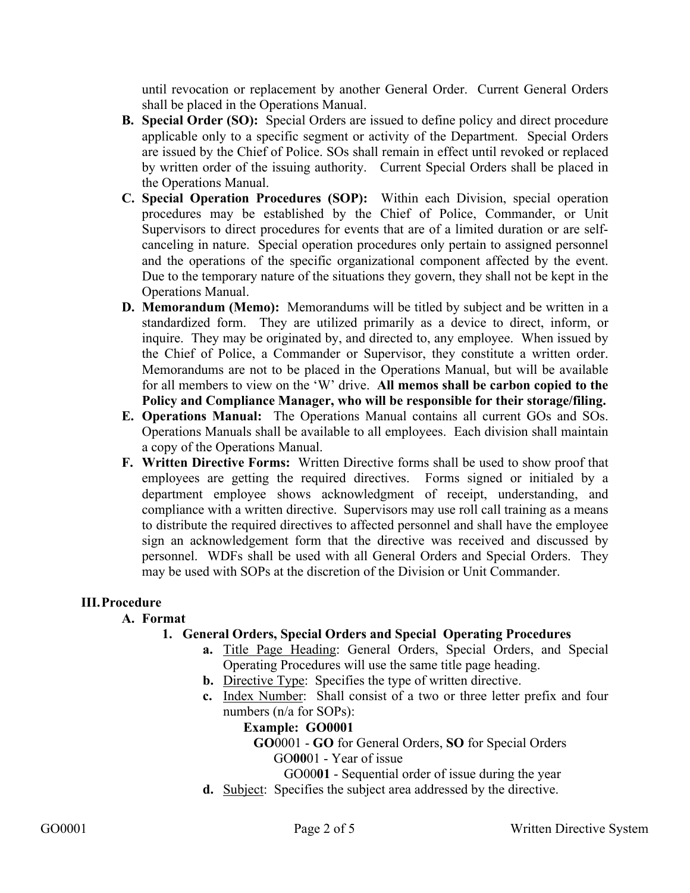until revocation or replacement by another General Order. Current General Orders shall be placed in the Operations Manual.

**B. Special Order (SO):** Special Orders are issued to define policy and direct procedure applicable only to a specific segment or activity of the Department. Special Orders are issued by the Chief of Police. SOs shall remain in effect until revoked or replaced by written order of the issuing authority. Current Special Orders shall be placed in the Operations Manual.

**C. Special Operation Procedures (SOP):** Within each Division, special operation procedures may be established by the Chief of Police, Commander, or Unit Supervisors to direct procedures for events that are of a limited duration or are self-canceling in nature. Special operation procedures only pertain to assigned personnel and the operations of the specific organizational component affected by the event. Due to the temporary nature of the situations they govern, they shall not be kept in the Operations Manual.

**D. Memorandum (Memo):** Memorandums will be titled by subject and be written in a standardized form. They are utilized primarily as a device to direct, inform, or inquire. They may be originated by, and directed to, any employee. When issued by the Chief of Police, a Commander or Supervisor, they constitute a written order. Memorandums are not to be placed in the Operations Manual, but will be available for all members to view on the 'W' drive. **All memos shall be carbon copied to the Policy and Compliance Manager, who will be responsible for their storage/filing.**

**E. Operations Manual:** The Operations Manual contains all current GOs and SOs. Operations Manuals shall be available to all employees. Each division shall maintain a copy of the Operations Manual.

**F. Written Directive Forms:** Written Directive forms shall be used to show proof that employees are getting the required directives. Forms signed or initialed by a department employee shows acknowledgment of receipt, understanding, and compliance with a written directive. Supervisors may use roll call training as a means to distribute the required directives to affected personnel and shall have the employee sign an acknowledgement form that the directive was received and discussed by personnel. WDFs shall be used with all General Orders and Special Orders. They may be used with SOPs at the discretion of the Division or Unit Commander.

## III. Procedure

### A. Format

#### 1. General Orders, Special Orders and Special Operating Procedures

- **a.** Title Page Heading: General Orders, Special Orders, and Special Operating Procedures will use the same title page heading.
- **b.** Directive Type: Specifies the type of written directive.
- **c.** Index Number: Shall consist of a two or three letter prefix and four numbers (n/a for SOPs):

  **Example: GO0001**

  **GO**0001 - **GO** for General Orders, **SO** for Special Orders

  GO**00**01 - Year of issue

  GO00**01** - Sequential order of issue during the year
- **d.** Subject: Specifies the subject area addressed by the directive.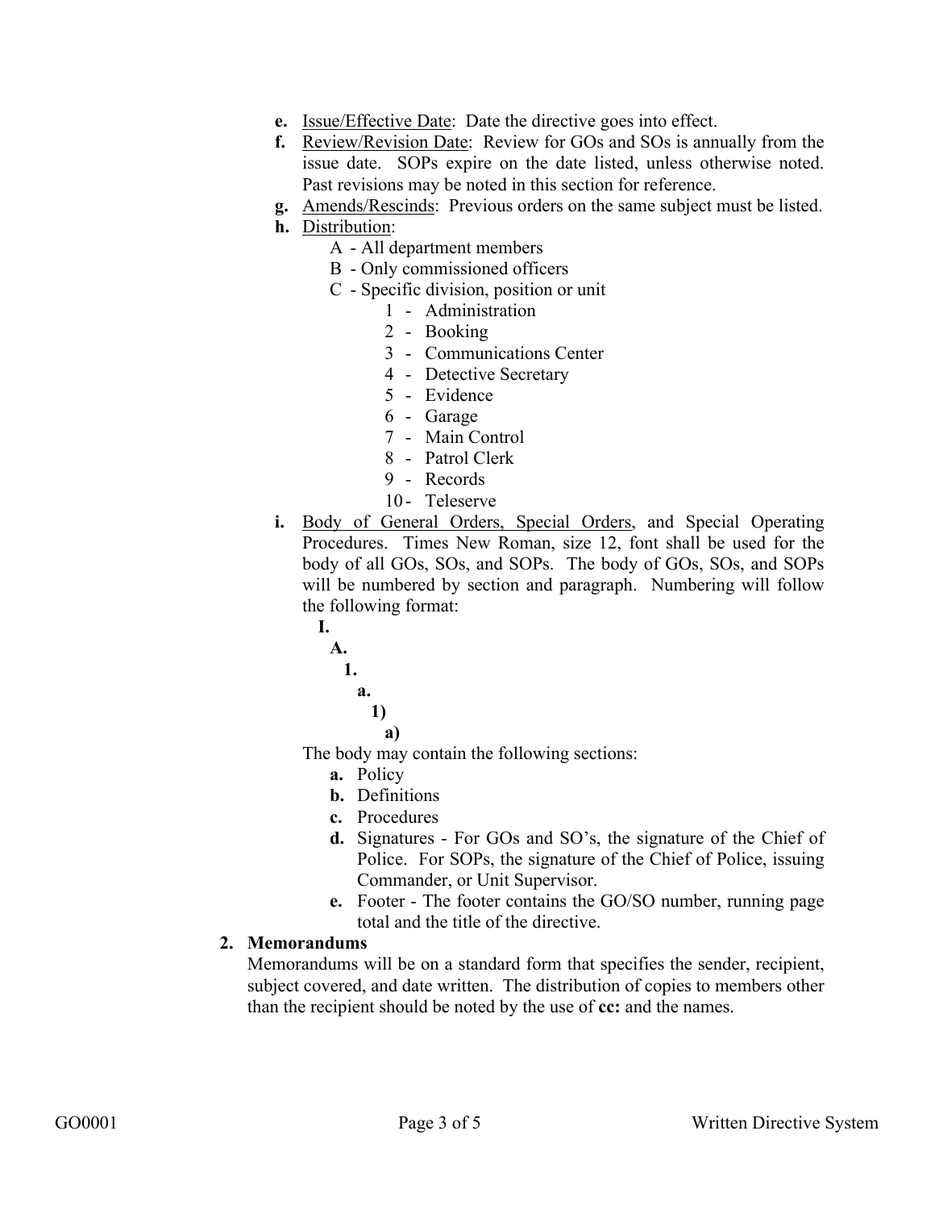- **e.** Issue/Effective Date: Date the directive goes into effect.
- **f.** Review/Revision Date: Review for GOs and SOs is annually from the issue date. SOPs expire on the date listed, unless otherwise noted. Past revisions may be noted in this section for reference.
- **g.** Amends/Rescinds: Previous orders on the same subject must be listed.
- **h.** Distribution:
  - A - All department members
  - B - Only commissioned officers
  - C - Specific division, position or unit
    - 1 - Administration
    - 2 - Booking
    - 3 - Communications Center
    - 4 - Detective Secretary
    - 5 - Evidence
    - 6 - Garage
    - 7 - Main Control
    - 8 - Patrol Clerk
    - 9 - Records
    - 10 - Teleserve
- **i.** Body of General Orders, Special Orders, and Special Operating Procedures. Times New Roman, size 12, font shall be used for the body of all GOs, SOs, and SOPs. The body of GOs, SOs, and SOPs will be numbered by section and paragraph. Numbering will follow the following format:

  **I.**
  &nbsp;&nbsp;**A.**
  &nbsp;&nbsp;&nbsp;&nbsp;**1.**
  &nbsp;&nbsp;&nbsp;&nbsp;&nbsp;&nbsp;**a.**
  &nbsp;&nbsp;&nbsp;&nbsp;&nbsp;&nbsp;&nbsp;&nbsp;**1)**
  &nbsp;&nbsp;&nbsp;&nbsp;&nbsp;&nbsp;&nbsp;&nbsp;&nbsp;&nbsp;**a)**

  The body may contain the following sections:
  - **a.** Policy
  - **b.** Definitions
  - **c.** Procedures
  - **d.** Signatures - For GOs and SO's, the signature of the Chief of Police. For SOPs, the signature of the Chief of Police, issuing Commander, or Unit Supervisor.
  - **e.** Footer - The footer contains the GO/SO number, running page total and the title of the directive.

**2. Memorandums**

Memorandums will be on a standard form that specifies the sender, recipient, subject covered, and date written. The distribution of copies to members other than the recipient should be noted by the use of **cc:** and the names.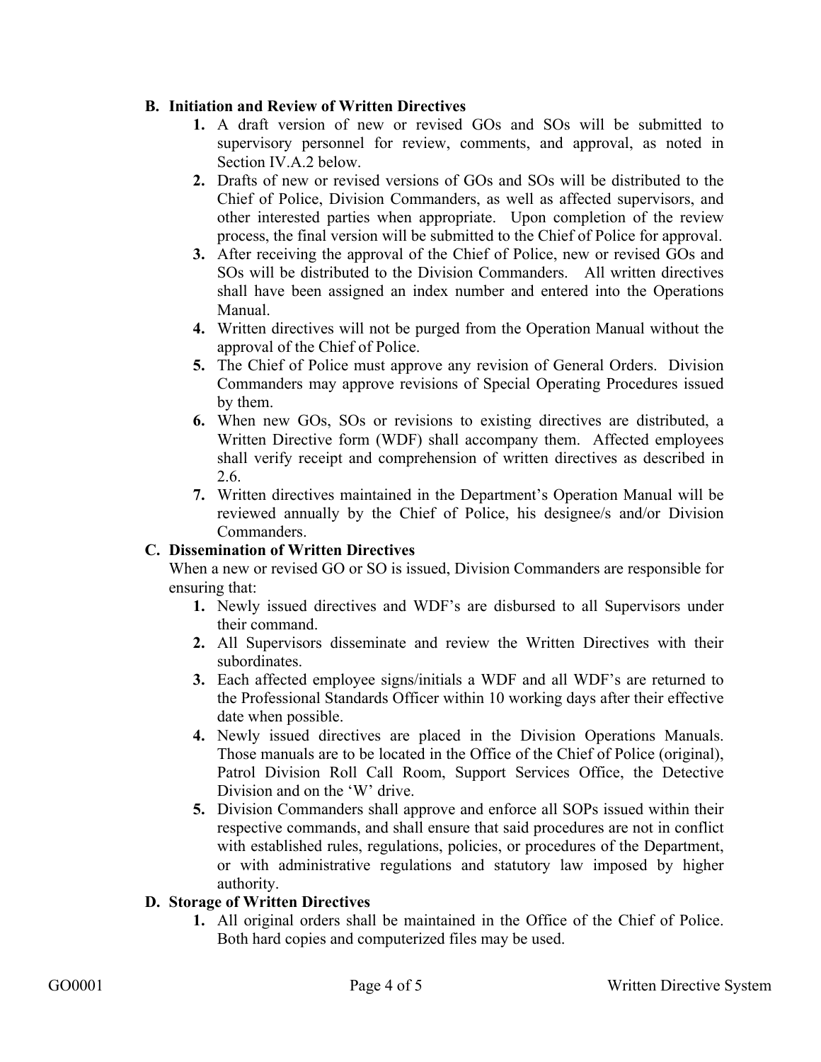**B. Initiation and Review of Written Directives**

1. A draft version of new or revised GOs and SOs will be submitted to supervisory personnel for review, comments, and approval, as noted in Section IV.A.2 below.
2. Drafts of new or revised versions of GOs and SOs will be distributed to the Chief of Police, Division Commanders, as well as affected supervisors, and other interested parties when appropriate. Upon completion of the review process, the final version will be submitted to the Chief of Police for approval.
3. After receiving the approval of the Chief of Police, new or revised GOs and SOs will be distributed to the Division Commanders. All written directives shall have been assigned an index number and entered into the Operations Manual.
4. Written directives will not be purged from the Operation Manual without the approval of the Chief of Police.
5. The Chief of Police must approve any revision of General Orders. Division Commanders may approve revisions of Special Operating Procedures issued by them.
6. When new GOs, SOs or revisions to existing directives are distributed, a Written Directive form (WDF) shall accompany them. Affected employees shall verify receipt and comprehension of written directives as described in 2.6.
7. Written directives maintained in the Department's Operation Manual will be reviewed annually by the Chief of Police, his designee/s and/or Division Commanders.

**C. Dissemination of Written Directives**

When a new or revised GO or SO is issued, Division Commanders are responsible for ensuring that:

1. Newly issued directives and WDF's are disbursed to all Supervisors under their command.
2. All Supervisors disseminate and review the Written Directives with their subordinates.
3. Each affected employee signs/initials a WDF and all WDF's are returned to the Professional Standards Officer within 10 working days after their effective date when possible.
4. Newly issued directives are placed in the Division Operations Manuals. Those manuals are to be located in the Office of the Chief of Police (original), Patrol Division Roll Call Room, Support Services Office, the Detective Division and on the 'W' drive.
5. Division Commanders shall approve and enforce all SOPs issued within their respective commands, and shall ensure that said procedures are not in conflict with established rules, regulations, policies, or procedures of the Department, or with administrative regulations and statutory law imposed by higher authority.

**D. Storage of Written Directives**

1. All original orders shall be maintained in the Office of the Chief of Police. Both hard copies and computerized files may be used.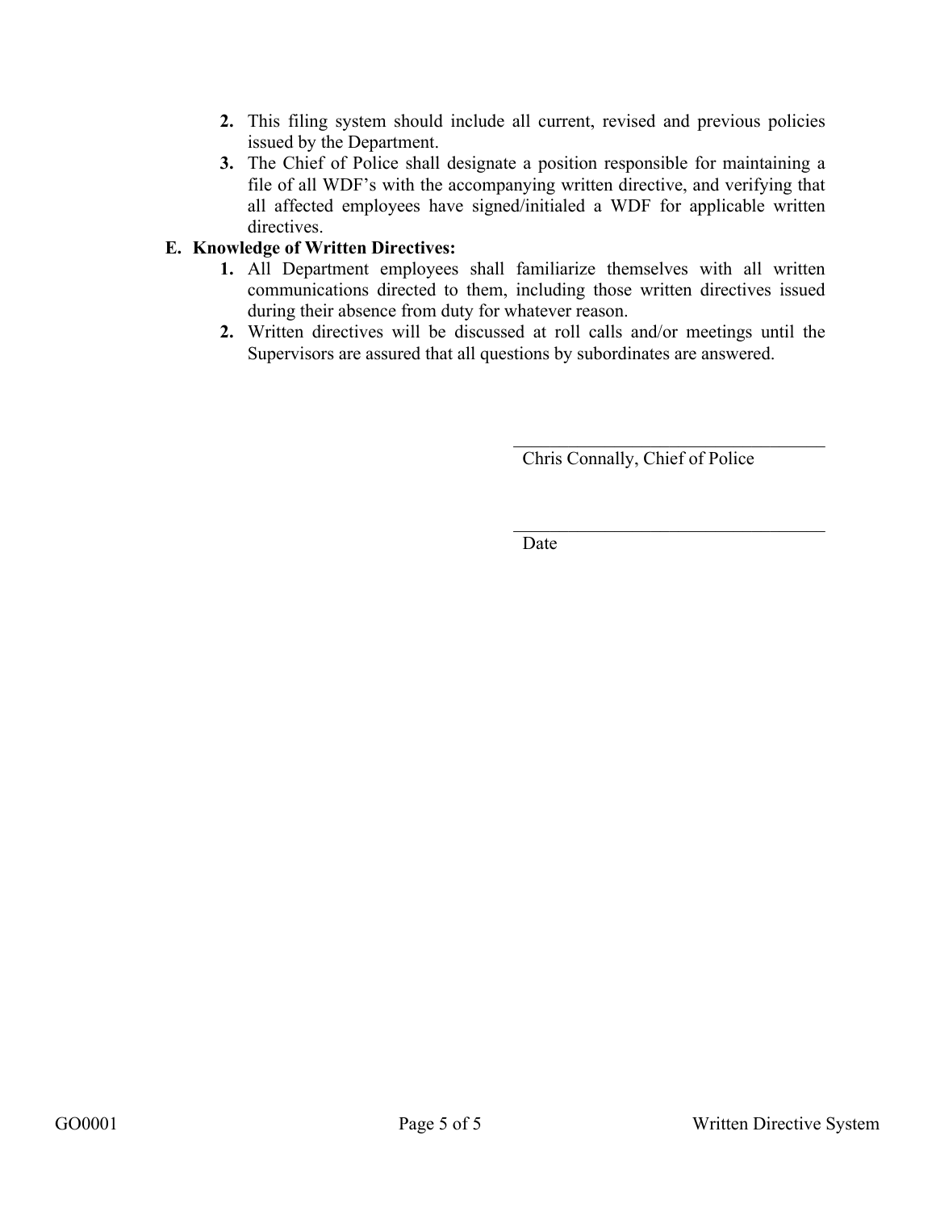2. This filing system should include all current, revised and previous policies issued by the Department.
3. The Chief of Police shall designate a position responsible for maintaining a file of all WDF's with the accompanying written directive, and verifying that all affected employees have signed/initialed a WDF for applicable written directives.

**E. Knowledge of Written Directives:**

1. All Department employees shall familiarize themselves with all written communications directed to them, including those written directives issued during their absence from duty for whatever reason.
2. Written directives will be discussed at roll calls and/or meetings until the Supervisors are assured that all questions by subordinates are answered.

\_\_\_\_\_\_\_\_\_\_\_\_\_\_\_\_\_\_\_\_\_\_\_\_\_\_\_\_\_\_\_\_\_\_\_\_

Chris Connally, Chief of Police

\_\_\_\_\_\_\_\_\_\_\_\_\_\_\_\_\_\_\_\_\_\_\_\_\_\_\_\_\_\_\_\_\_\_\_\_

Date